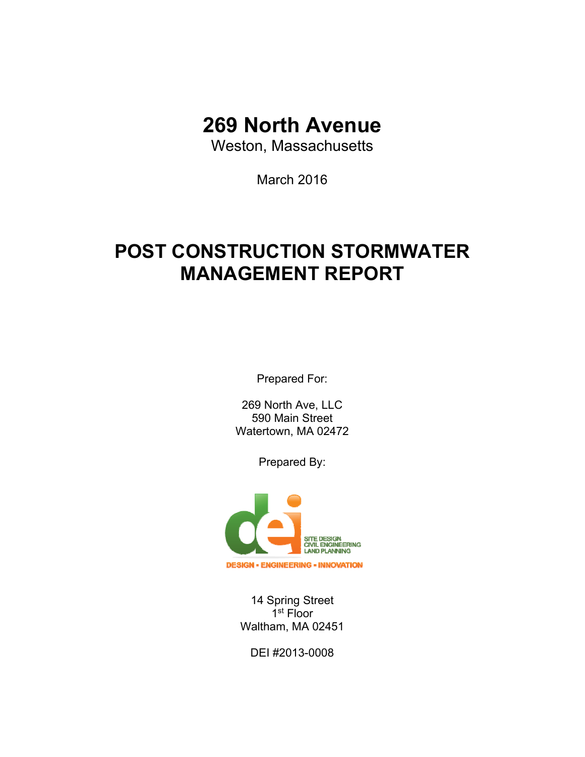# 269 North Avenue

Weston, Massachusetts

March 2016

# POST CONSTRUCTION STORMWATER MANAGEMENT REPORT

Prepared For:

269 North Ave, LLC
590 Main Street
Watertown, MA 02472

Prepared By:

dei

SITE DESIGN
CIVIL ENGINEERING
LAND PLANNING

DESIGN • ENGINEERING • INNOVATION

14 Spring Street
1st Floor
Waltham, MA 02451

DEI #2013-0008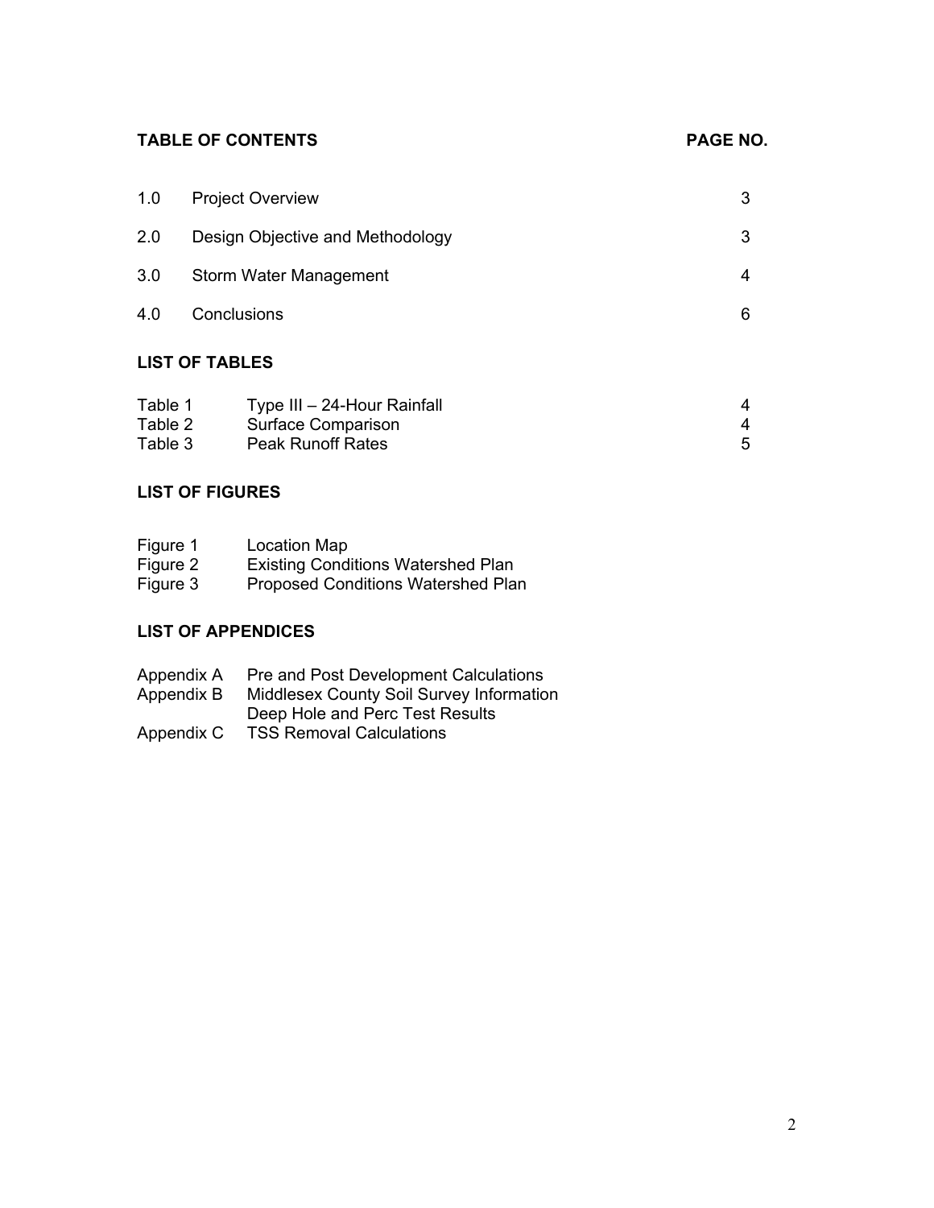## TABLE OF CONTENTS

| | | PAGE NO. |
|---|---|---|
| 1.0 | Project Overview | 3 |
| 2.0 | Design Objective and Methodology | 3 |
| 3.0 | Storm Water Management | 4 |
| 4.0 | Conclusions | 6 |

## LIST OF TABLES

| | | |
|---|---|---|
| Table 1 | Type III – 24-Hour Rainfall | 4 |
| Table 2 | Surface Comparison | 4 |
| Table 3 | Peak Runoff Rates | 5 |

## LIST OF FIGURES

Figure 1 Location Map
Figure 2 Existing Conditions Watershed Plan
Figure 3 Proposed Conditions Watershed Plan

## LIST OF APPENDICES

Appendix A Pre and Post Development Calculations
Appendix B Middlesex County Soil Survey Information
Deep Hole and Perc Test Results
Appendix C TSS Removal Calculations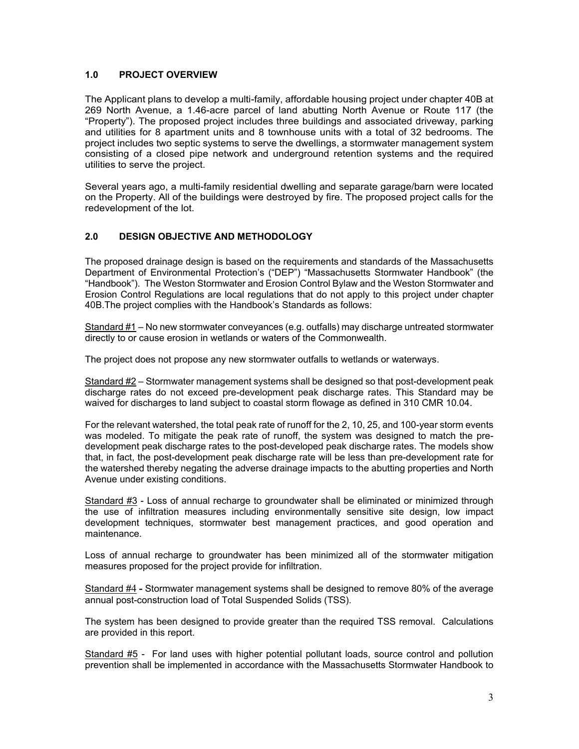## 1.0 PROJECT OVERVIEW

The Applicant plans to develop a multi-family, affordable housing project under chapter 40B at 269 North Avenue, a 1.46-acre parcel of land abutting North Avenue or Route 117 (the "Property"). The proposed project includes three buildings and associated driveway, parking and utilities for 8 apartment units and 8 townhouse units with a total of 32 bedrooms. The project includes two septic systems to serve the dwellings, a stormwater management system consisting of a closed pipe network and underground retention systems and the required utilities to serve the project.

Several years ago, a multi-family residential dwelling and separate garage/barn were located on the Property. All of the buildings were destroyed by fire. The proposed project calls for the redevelopment of the lot.

## 2.0 DESIGN OBJECTIVE AND METHODOLOGY

The proposed drainage design is based on the requirements and standards of the Massachusetts Department of Environmental Protection's ("DEP") "Massachusetts Stormwater Handbook" (the "Handbook"). The Weston Stormwater and Erosion Control Bylaw and the Weston Stormwater and Erosion Control Regulations are local regulations that do not apply to this project under chapter 40B.The project complies with the Handbook's Standards as follows:

Standard #1 – No new stormwater conveyances (e.g. outfalls) may discharge untreated stormwater directly to or cause erosion in wetlands or waters of the Commonwealth.

The project does not propose any new stormwater outfalls to wetlands or waterways.

Standard #2 – Stormwater management systems shall be designed so that post-development peak discharge rates do not exceed pre-development peak discharge rates. This Standard may be waived for discharges to land subject to coastal storm flowage as defined in 310 CMR 10.04.

For the relevant watershed, the total peak rate of runoff for the 2, 10, 25, and 100-year storm events was modeled. To mitigate the peak rate of runoff, the system was designed to match the pre-development peak discharge rates to the post-developed peak discharge rates. The models show that, in fact, the post-development peak discharge rate will be less than pre-development rate for the watershed thereby negating the adverse drainage impacts to the abutting properties and North Avenue under existing conditions.

Standard #3 - Loss of annual recharge to groundwater shall be eliminated or minimized through the use of infiltration measures including environmentally sensitive site design, low impact development techniques, stormwater best management practices, and good operation and maintenance.

Loss of annual recharge to groundwater has been minimized all of the stormwater mitigation measures proposed for the project provide for infiltration.

Standard #4 - Stormwater management systems shall be designed to remove 80% of the average annual post-construction load of Total Suspended Solids (TSS).

The system has been designed to provide greater than the required TSS removal. Calculations are provided in this report.

Standard #5 - For land uses with higher potential pollutant loads, source control and pollution prevention shall be implemented in accordance with the Massachusetts Stormwater Handbook to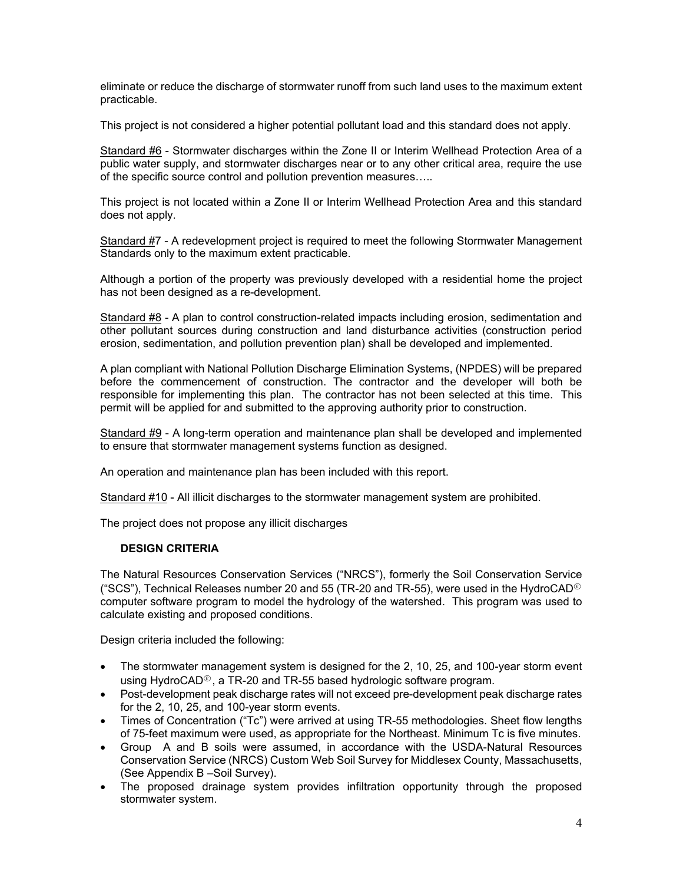eliminate or reduce the discharge of stormwater runoff from such land uses to the maximum extent practicable.

This project is not considered a higher potential pollutant load and this standard does not apply.

Standard #6 - Stormwater discharges within the Zone II or Interim Wellhead Protection Area of a public water supply, and stormwater discharges near or to any other critical area, require the use of the specific source control and pollution prevention measures…..

This project is not located within a Zone II or Interim Wellhead Protection Area and this standard does not apply.

Standard #7 - A redevelopment project is required to meet the following Stormwater Management Standards only to the maximum extent practicable.

Although a portion of the property was previously developed with a residential home the project has not been designed as a re-development.

Standard #8 - A plan to control construction-related impacts including erosion, sedimentation and other pollutant sources during construction and land disturbance activities (construction period erosion, sedimentation, and pollution prevention plan) shall be developed and implemented.

A plan compliant with National Pollution Discharge Elimination Systems, (NPDES) will be prepared before the commencement of construction. The contractor and the developer will both be responsible for implementing this plan. The contractor has not been selected at this time. This permit will be applied for and submitted to the approving authority prior to construction.

Standard #9 - A long-term operation and maintenance plan shall be developed and implemented to ensure that stormwater management systems function as designed.

An operation and maintenance plan has been included with this report.

Standard #10 - All illicit discharges to the stormwater management system are prohibited.

The project does not propose any illicit discharges

**DESIGN CRITERIA**

The Natural Resources Conservation Services ("NRCS"), formerly the Soil Conservation Service ("SCS"), Technical Releases number 20 and 55 (TR-20 and TR-55), were used in the HydroCAD® computer software program to model the hydrology of the watershed. This program was used to calculate existing and proposed conditions.

Design criteria included the following:

- The stormwater management system is designed for the 2, 10, 25, and 100-year storm event using HydroCAD®, a TR-20 and TR-55 based hydrologic software program.
- Post-development peak discharge rates will not exceed pre-development peak discharge rates for the 2, 10, 25, and 100-year storm events.
- Times of Concentration ("Tc") were arrived at using TR-55 methodologies. Sheet flow lengths of 75-feet maximum were used, as appropriate for the Northeast. Minimum Tc is five minutes.
- Group A and B soils were assumed, in accordance with the USDA-Natural Resources Conservation Service (NRCS) Custom Web Soil Survey for Middlesex County, Massachusetts, (See Appendix B –Soil Survey).
- The proposed drainage system provides infiltration opportunity through the proposed stormwater system.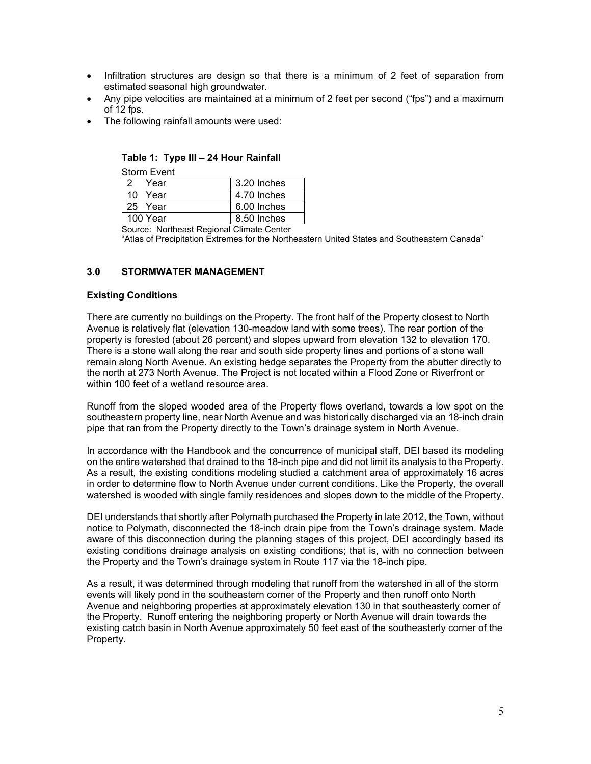- Infiltration structures are design so that there is a minimum of 2 feet of separation from estimated seasonal high groundwater.
- Any pipe velocities are maintained at a minimum of 2 feet per second ("fps") and a maximum of 12 fps.
- The following rainfall amounts were used:

**Table 1: Type III – 24 Hour Rainfall**

| Storm Event | |
|---|---|
| 2 Year | 3.20 Inches |
| 10 Year | 4.70 Inches |
| 25 Year | 6.00 Inches |
| 100 Year | 8.50 Inches |

Source: Northeast Regional Climate Center
"Atlas of Precipitation Extremes for the Northeastern United States and Southeastern Canada"

### 3.0 STORMWATER MANAGEMENT

**Existing Conditions**

There are currently no buildings on the Property. The front half of the Property closest to North Avenue is relatively flat (elevation 130-meadow land with some trees). The rear portion of the property is forested (about 26 percent) and slopes upward from elevation 132 to elevation 170. There is a stone wall along the rear and south side property lines and portions of a stone wall remain along North Avenue. An existing hedge separates the Property from the abutter directly to the north at 273 North Avenue. The Project is not located within a Flood Zone or Riverfront or within 100 feet of a wetland resource area.

Runoff from the sloped wooded area of the Property flows overland, towards a low spot on the southeastern property line, near North Avenue and was historically discharged via an 18-inch drain pipe that ran from the Property directly to the Town's drainage system in North Avenue.

In accordance with the Handbook and the concurrence of municipal staff, DEI based its modeling on the entire watershed that drained to the 18-inch pipe and did not limit its analysis to the Property. As a result, the existing conditions modeling studied a catchment area of approximately 16 acres in order to determine flow to North Avenue under current conditions. Like the Property, the overall watershed is wooded with single family residences and slopes down to the middle of the Property.

DEI understands that shortly after Polymath purchased the Property in late 2012, the Town, without notice to Polymath, disconnected the 18-inch drain pipe from the Town's drainage system. Made aware of this disconnection during the planning stages of this project, DEI accordingly based its existing conditions drainage analysis on existing conditions; that is, with no connection between the Property and the Town's drainage system in Route 117 via the 18-inch pipe.

As a result, it was determined through modeling that runoff from the watershed in all of the storm events will likely pond in the southeastern corner of the Property and then runoff onto North Avenue and neighboring properties at approximately elevation 130 in that southeasterly corner of the Property. Runoff entering the neighboring property or North Avenue will drain towards the existing catch basin in North Avenue approximately 50 feet east of the southeasterly corner of the Property.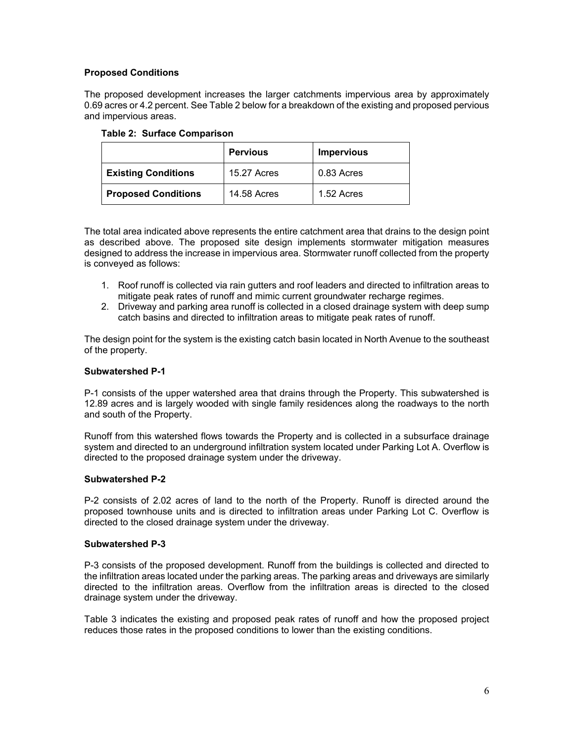**Proposed Conditions**

The proposed development increases the larger catchments impervious area by approximately 0.69 acres or 4.2 percent. See Table 2 below for a breakdown of the existing and proposed pervious and impervious areas.

**Table 2: Surface Comparison**

| | **Pervious** | **Impervious** |
|---|---|---|
| **Existing Conditions** | 15.27 Acres | 0.83 Acres |
| **Proposed Conditions** | 14.58 Acres | 1.52 Acres |

The total area indicated above represents the entire catchment area that drains to the design point as described above. The proposed site design implements stormwater mitigation measures designed to address the increase in impervious area. Stormwater runoff collected from the property is conveyed as follows:

1. Roof runoff is collected via rain gutters and roof leaders and directed to infiltration areas to mitigate peak rates of runoff and mimic current groundwater recharge regimes.
2. Driveway and parking area runoff is collected in a closed drainage system with deep sump catch basins and directed to infiltration areas to mitigate peak rates of runoff.

The design point for the system is the existing catch basin located in North Avenue to the southeast of the property.

**Subwatershed P-1**

P-1 consists of the upper watershed area that drains through the Property. This subwatershed is 12.89 acres and is largely wooded with single family residences along the roadways to the north and south of the Property.

Runoff from this watershed flows towards the Property and is collected in a subsurface drainage system and directed to an underground infiltration system located under Parking Lot A. Overflow is directed to the proposed drainage system under the driveway.

**Subwatershed P-2**

P-2 consists of 2.02 acres of land to the north of the Property. Runoff is directed around the proposed townhouse units and is directed to infiltration areas under Parking Lot C. Overflow is directed to the closed drainage system under the driveway.

**Subwatershed P-3**

P-3 consists of the proposed development. Runoff from the buildings is collected and directed to the infiltration areas located under the parking areas. The parking areas and driveways are similarly directed to the infiltration areas. Overflow from the infiltration areas is directed to the closed drainage system under the driveway.

Table 3 indicates the existing and proposed peak rates of runoff and how the proposed project reduces those rates in the proposed conditions to lower than the existing conditions.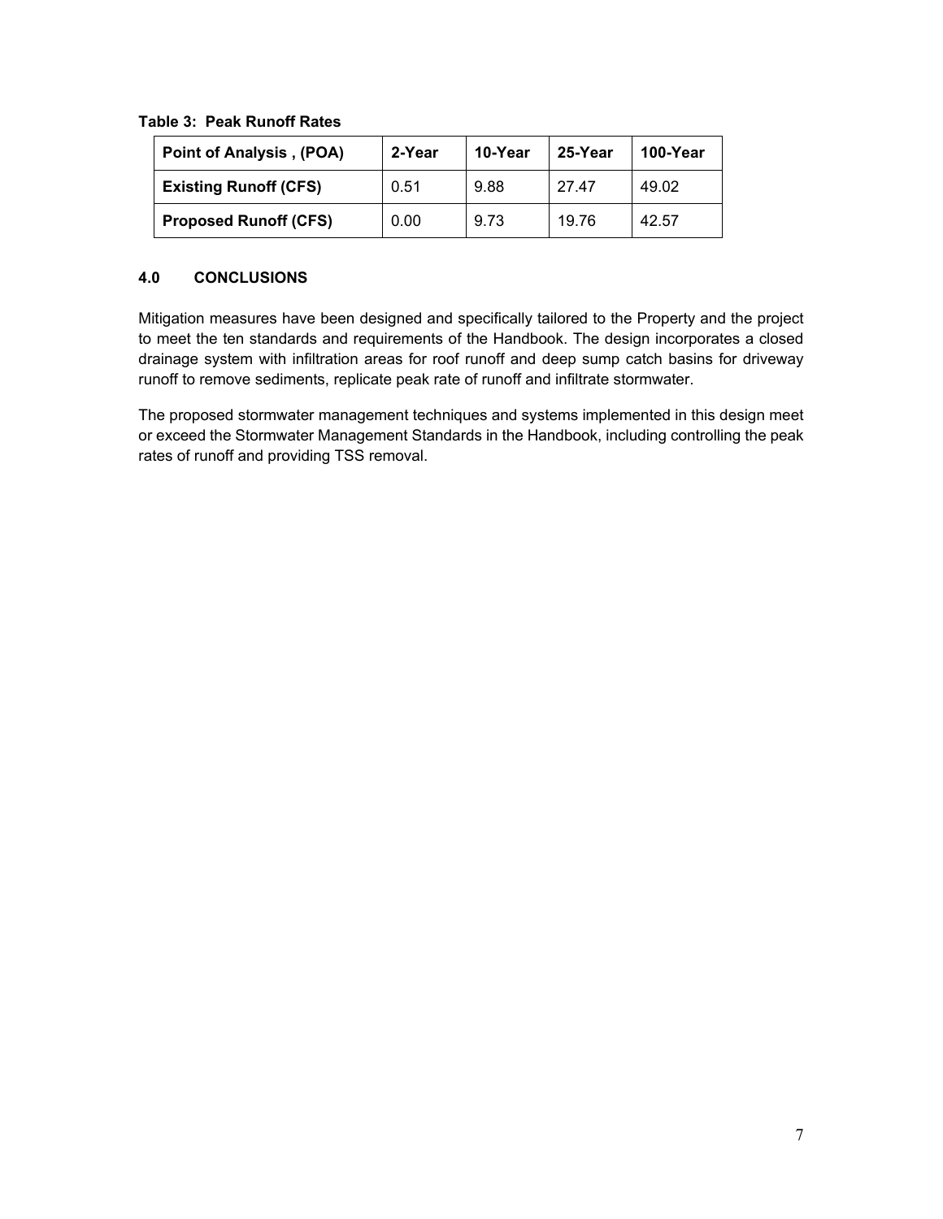**Table 3: Peak Runoff Rates**

| Point of Analysis , (POA) | 2-Year | 10-Year | 25-Year | 100-Year |
|---|---|---|---|---|
| **Existing Runoff (CFS)** | 0.51 | 9.88 | 27.47 | 49.02 |
| **Proposed Runoff (CFS)** | 0.00 | 9.73 | 19.76 | 42.57 |

## 4.0 CONCLUSIONS

Mitigation measures have been designed and specifically tailored to the Property and the project to meet the ten standards and requirements of the Handbook. The design incorporates a closed drainage system with infiltration areas for roof runoff and deep sump catch basins for driveway runoff to remove sediments, replicate peak rate of runoff and infiltrate stormwater.

The proposed stormwater management techniques and systems implemented in this design meet or exceed the Stormwater Management Standards in the Handbook, including controlling the peak rates of runoff and providing TSS removal.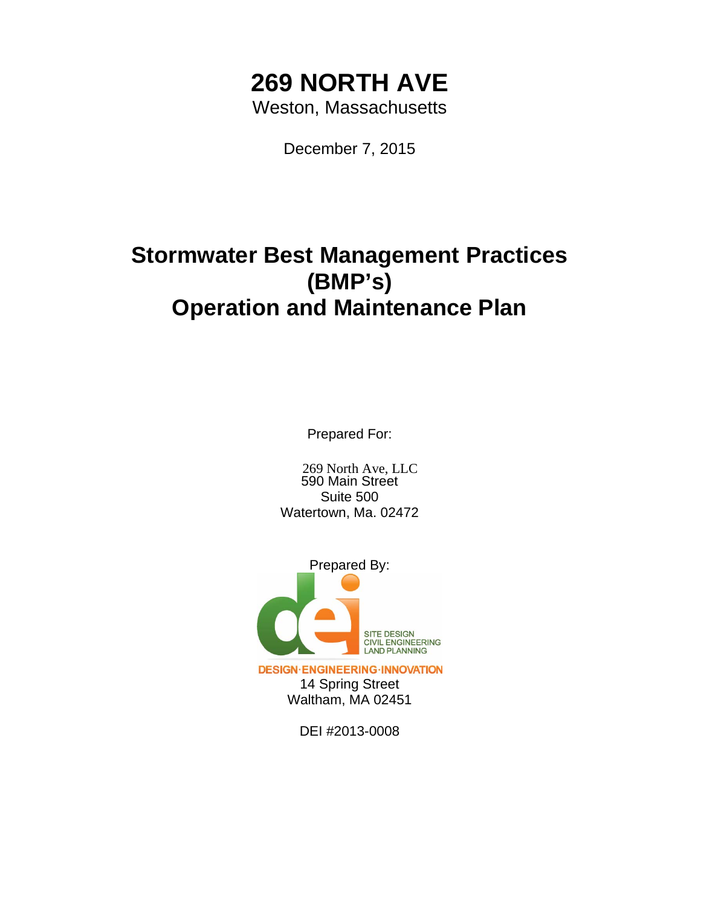# 269 NORTH AVE

Weston, Massachusetts

December 7, 2015

# Stormwater Best Management Practices (BMP's) Operation and Maintenance Plan

Prepared For:

269 North Ave, LLC
590 Main Street
Suite 500
Watertown, Ma. 02472

Prepared By:

dei

SITE DESIGN
CIVIL ENGINEERING
LAND PLANNING

DESIGN·ENGINEERING·INNOVATION

14 Spring Street
Waltham, MA 02451

DEI #2013-0008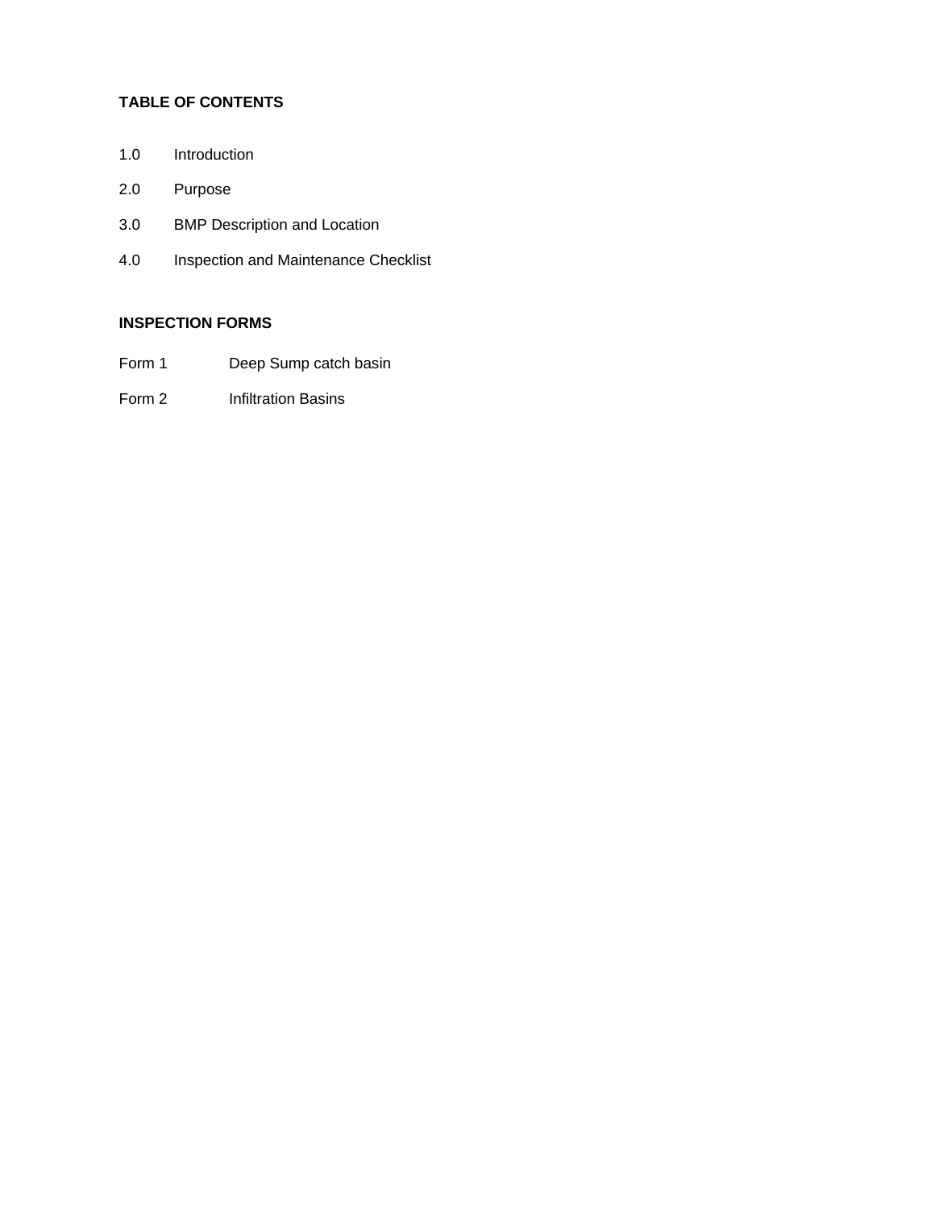**TABLE OF CONTENTS**

1.0 Introduction

2.0 Purpose

3.0 BMP Description and Location

4.0 Inspection and Maintenance Checklist

**INSPECTION FORMS**

Form 1 Deep Sump catch basin

Form 2 Infiltration Basins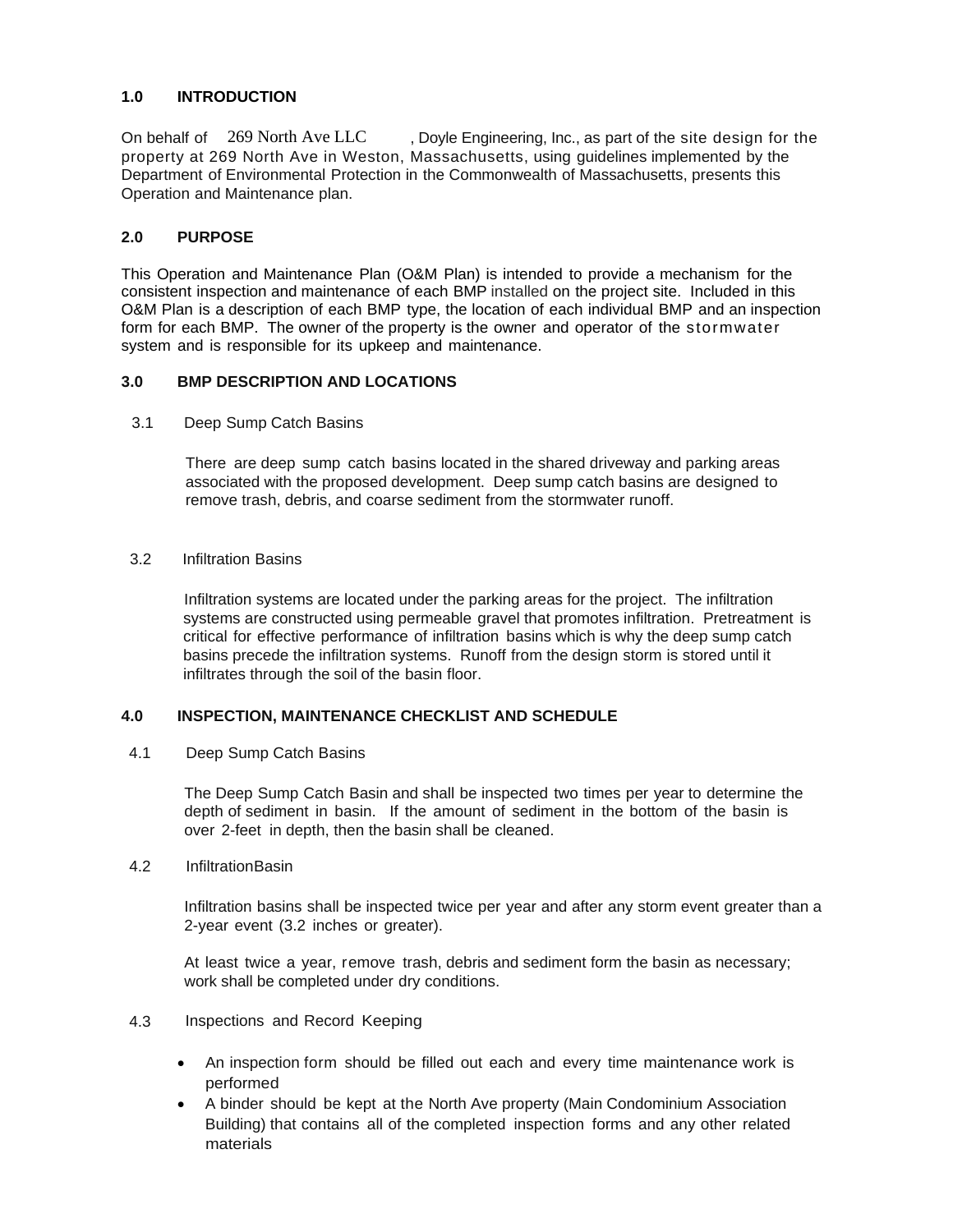## 1.0 INTRODUCTION

On behalf of 269 North Ave LLC, Doyle Engineering, Inc., as part of the site design for the property at 269 North Ave in Weston, Massachusetts, using guidelines implemented by the Department of Environmental Protection in the Commonwealth of Massachusetts, presents this Operation and Maintenance plan.

## 2.0 PURPOSE

This Operation and Maintenance Plan (O&M Plan) is intended to provide a mechanism for the consistent inspection and maintenance of each BMP installed on the project site. Included in this O&M Plan is a description of each BMP type, the location of each individual BMP and an inspection form for each BMP. The owner of the property is the owner and operator of the stormwater system and is responsible for its upkeep and maintenance.

## 3.0 BMP DESCRIPTION AND LOCATIONS

### 3.1 Deep Sump Catch Basins

There are deep sump catch basins located in the shared driveway and parking areas associated with the proposed development. Deep sump catch basins are designed to remove trash, debris, and coarse sediment from the stormwater runoff.

### 3.2 Infiltration Basins

Infiltration systems are located under the parking areas for the project. The infiltration systems are constructed using permeable gravel that promotes infiltration. Pretreatment is critical for effective performance of infiltration basins which is why the deep sump catch basins precede the infiltration systems. Runoff from the design storm is stored until it infiltrates through the soil of the basin floor.

## 4.0 INSPECTION, MAINTENANCE CHECKLIST AND SCHEDULE

### 4.1 Deep Sump Catch Basins

The Deep Sump Catch Basin and shall be inspected two times per year to determine the depth of sediment in basin. If the amount of sediment in the bottom of the basin is over 2-feet in depth, then the basin shall be cleaned.

### 4.2 InfiltrationBasin

Infiltration basins shall be inspected twice per year and after any storm event greater than a 2-year event (3.2 inches or greater).

At least twice a year, remove trash, debris and sediment form the basin as necessary; work shall be completed under dry conditions.

### 4.3 Inspections and Record Keeping

- An inspection form should be filled out each and every time maintenance work is performed
- A binder should be kept at the North Ave property (Main Condominium Association Building) that contains all of the completed inspection forms and any other related materials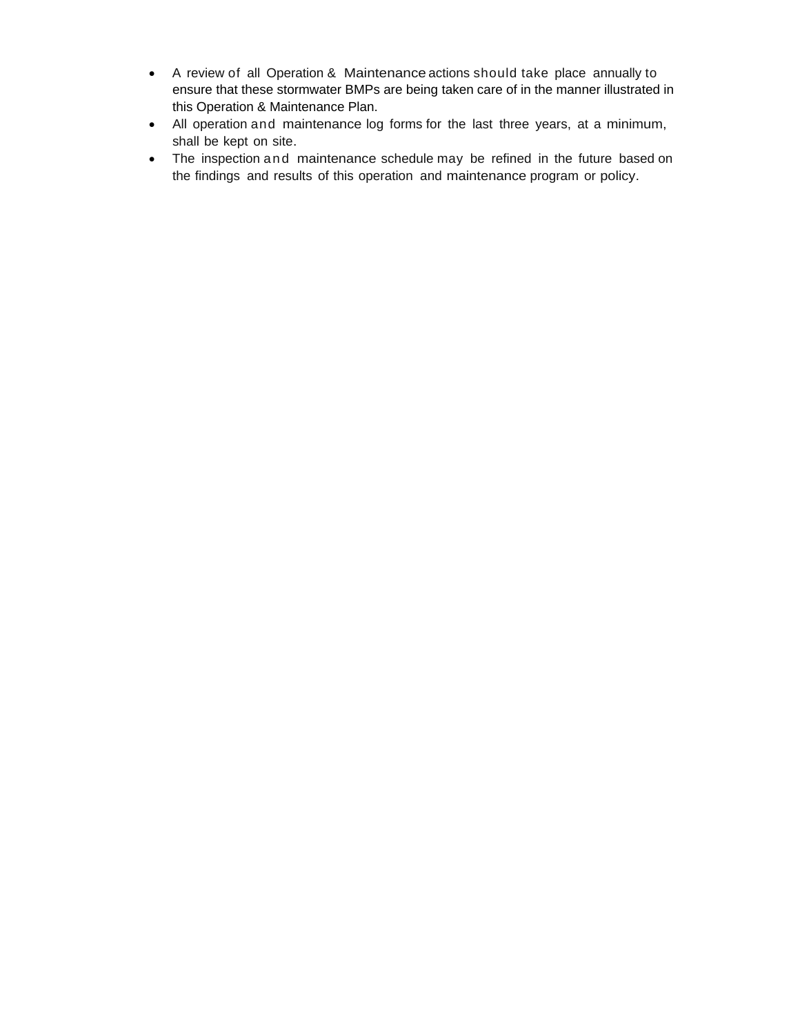- A review of all Operation & Maintenance actions should take place annually to ensure that these stormwater BMPs are being taken care of in the manner illustrated in this Operation & Maintenance Plan.
- All operation and maintenance log forms for the last three years, at a minimum, shall be kept on site.
- The inspection and maintenance schedule may be refined in the future based on the findings and results of this operation and maintenance program or policy.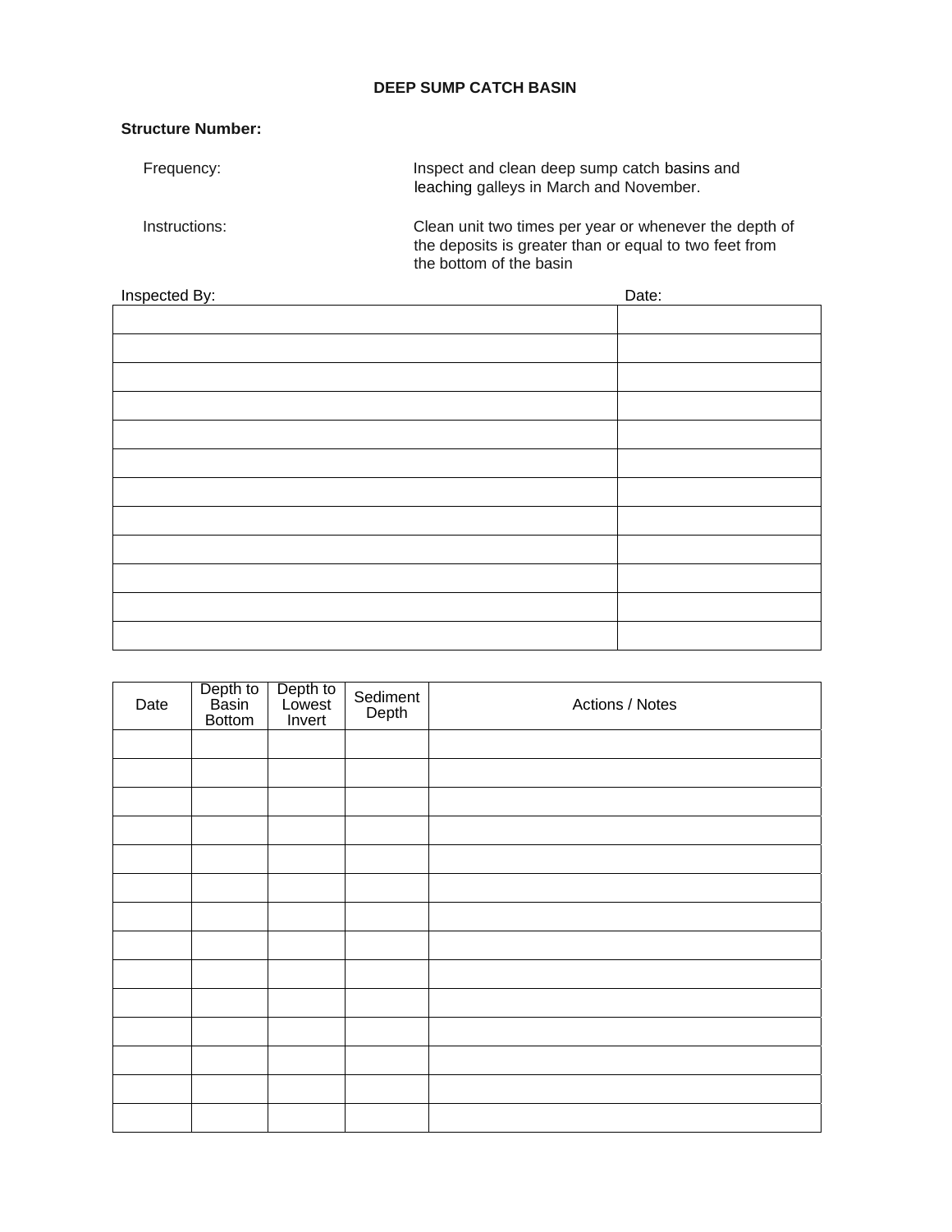# DEEP SUMP CATCH BASIN

**Structure Number:**

Frequency: Inspect and clean deep sump catch basins and leaching galleys in March and November.

Instructions: Clean unit two times per year or whenever the depth of the deposits is greater than or equal to two feet from the bottom of the basin

| Inspected By: | Date: |
| --- | --- |
| | |
| | |
| | |
| | |
| | |
| | |
| | |
| | |
| | |
| | |
| | |
| | |

| Date | Depth to Basin Bottom | Depth to Lowest Invert | Sediment Depth | Actions / Notes |
| --- | --- | --- | --- | --- |
| | | | | |
| | | | | |
| | | | | |
| | | | | |
| | | | | |
| | | | | |
| | | | | |
| | | | | |
| | | | | |
| | | | | |
| | | | | |
| | | | | |
| | | | | |
| | | | | |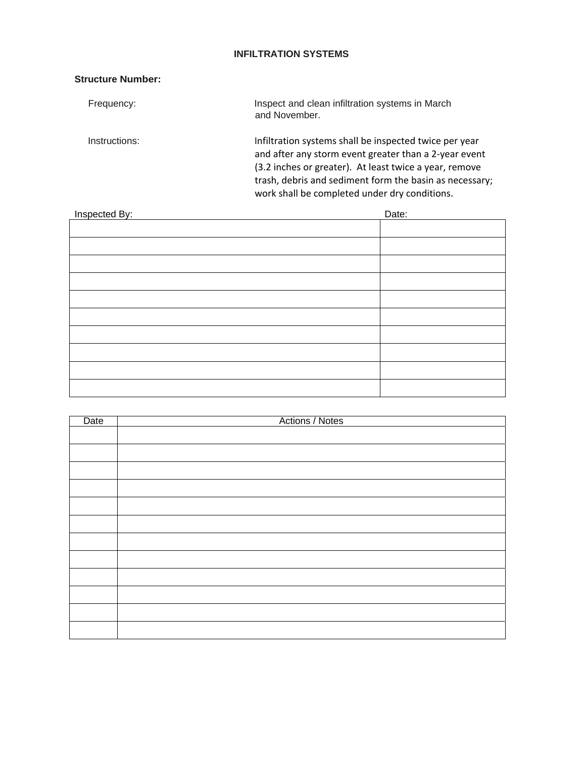# INFILTRATION SYSTEMS

**Structure Number:**

Frequency: Inspect and clean infiltration systems in March and November.

Instructions: Infiltration systems shall be inspected twice per year and after any storm event greater than a 2-year event (3.2 inches or greater). At least twice a year, remove trash, debris and sediment form the basin as necessary; work shall be completed under dry conditions.

| Inspected By: | Date: |
|---|---|
| | |
| | |
| | |
| | |
| | |
| | |
| | |
| | |
| | |
| | |

| Date | Actions / Notes |
|---|---|
| | |
| | |
| | |
| | |
| | |
| | |
| | |
| | |
| | |
| | |
| | |
| | |